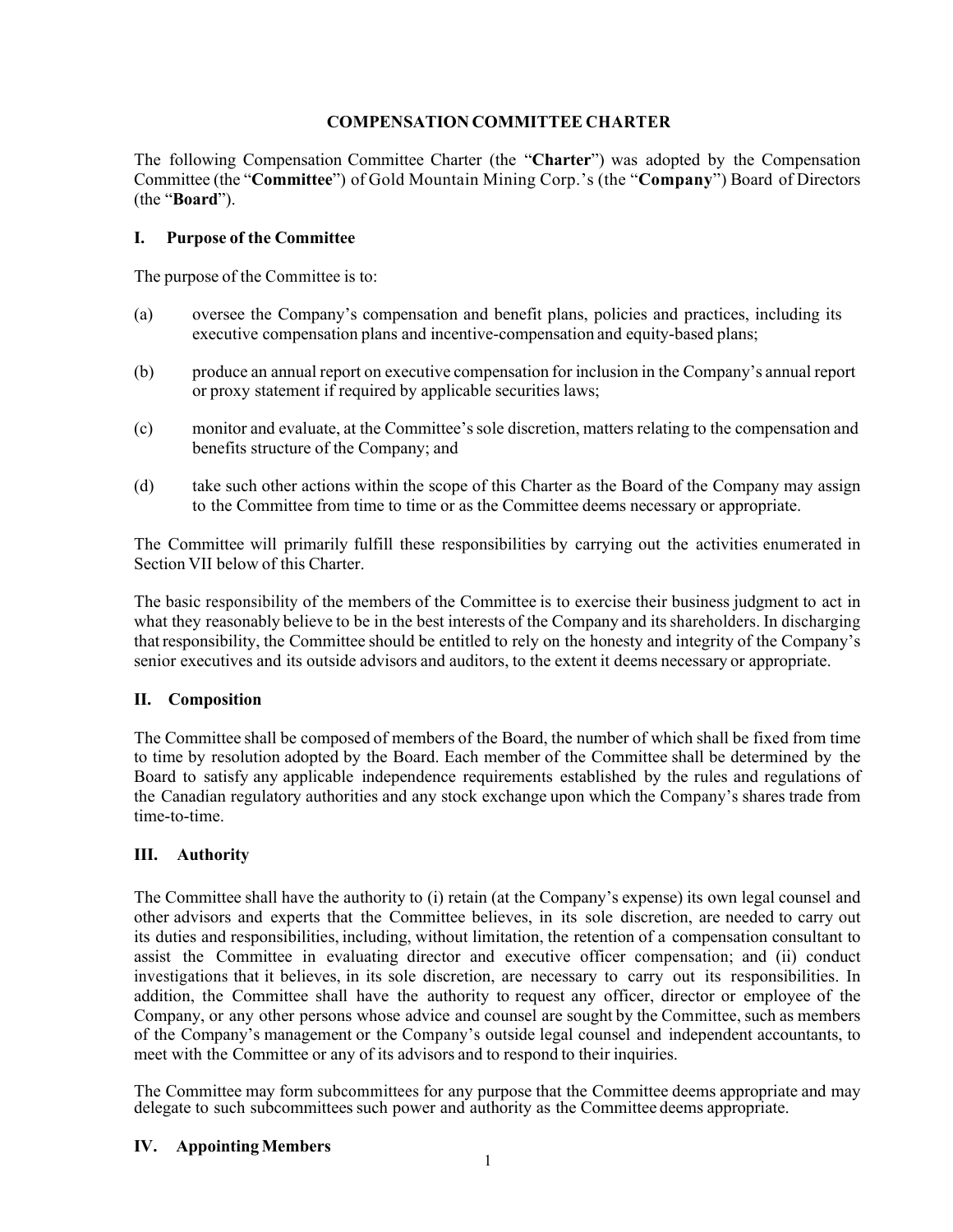# COMPENSATION COMMITTEE CHARTER

The following Compensation Committee Charter (the "**Charter**") was adopted by the Compensation Committee (the "**Committee**") of Gold Mountain Mining Corp.'s (the "**Company**") Board of Directors (the "**Board**").

## I. Purpose of the Committee

The purpose of the Committee is to:

(a) oversee the Company's compensation and benefit plans, policies and practices, including its executive compensation plans and incentive-compensation and equity-based plans;

(b) produce an annual report on executive compensation for inclusion in the Company's annual report or proxy statement if required by applicable securities laws;

(c) monitor and evaluate, at the Committee's sole discretion, matters relating to the compensation and benefits structure of the Company; and

(d) take such other actions within the scope of this Charter as the Board of the Company may assign to the Committee from time to time or as the Committee deems necessary or appropriate.

The Committee will primarily fulfill these responsibilities by carrying out the activities enumerated in Section VII below of this Charter.

The basic responsibility of the members of the Committee is to exercise their business judgment to act in what they reasonably believe to be in the best interests of the Company and its shareholders. In discharging that responsibility, the Committee should be entitled to rely on the honesty and integrity of the Company's senior executives and its outside advisors and auditors, to the extent it deems necessary or appropriate.

## II. Composition

The Committee shall be composed of members of the Board, the number of which shall be fixed from time to time by resolution adopted by the Board. Each member of the Committee shall be determined by the Board to satisfy any applicable independence requirements established by the rules and regulations of the Canadian regulatory authorities and any stock exchange upon which the Company's shares trade from time-to-time.

## III. Authority

The Committee shall have the authority to (i) retain (at the Company's expense) its own legal counsel and other advisors and experts that the Committee believes, in its sole discretion, are needed to carry out its duties and responsibilities, including, without limitation, the retention of a compensation consultant to assist the Committee in evaluating director and executive officer compensation; and (ii) conduct investigations that it believes, in its sole discretion, are necessary to carry out its responsibilities. In addition, the Committee shall have the authority to request any officer, director or employee of the Company, or any other persons whose advice and counsel are sought by the Committee, such as members of the Company's management or the Company's outside legal counsel and independent accountants, to meet with the Committee or any of its advisors and to respond to their inquiries.

The Committee may form subcommittees for any purpose that the Committee deems appropriate and may delegate to such subcommittees such power and authority as the Committee deems appropriate.

## IV. Appointing Members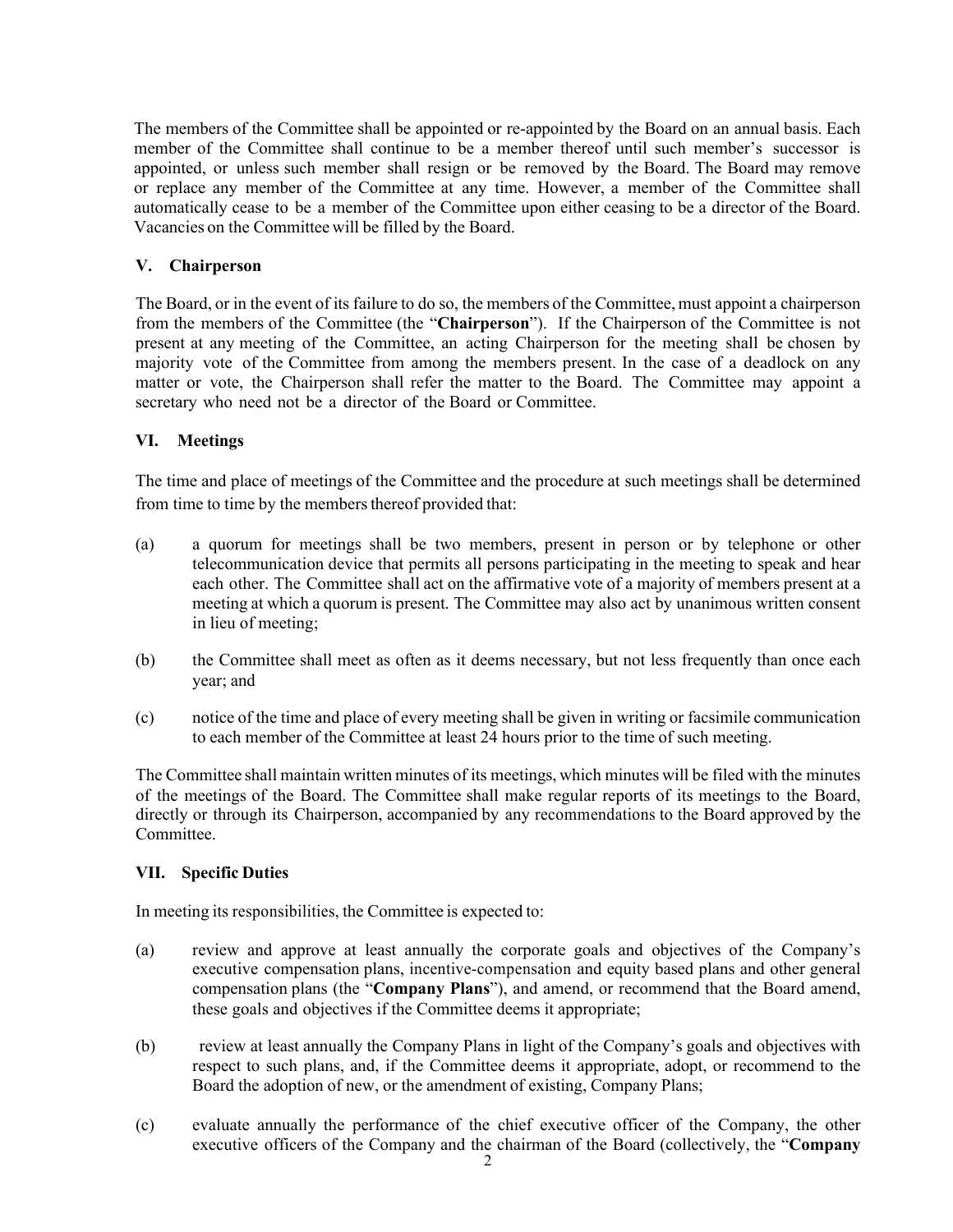The members of the Committee shall be appointed or re-appointed by the Board on an annual basis. Each member of the Committee shall continue to be a member thereof until such member's successor is appointed, or unless such member shall resign or be removed by the Board. The Board may remove or replace any member of the Committee at any time. However, a member of the Committee shall automatically cease to be a member of the Committee upon either ceasing to be a director of the Board. Vacancies on the Committee will be filled by the Board.

## V. Chairperson

The Board, or in the event of its failure to do so, the members of the Committee, must appoint a chairperson from the members of the Committee (the "**Chairperson**"). If the Chairperson of the Committee is not present at any meeting of the Committee, an acting Chairperson for the meeting shall be chosen by majority vote of the Committee from among the members present. In the case of a deadlock on any matter or vote, the Chairperson shall refer the matter to the Board. The Committee may appoint a secretary who need not be a director of the Board or Committee.

## VI. Meetings

The time and place of meetings of the Committee and the procedure at such meetings shall be determined from time to time by the members thereof provided that:

(a) a quorum for meetings shall be two members, present in person or by telephone or other telecommunication device that permits all persons participating in the meeting to speak and hear each other. The Committee shall act on the affirmative vote of a majority of members present at a meeting at which a quorum is present. The Committee may also act by unanimous written consent in lieu of meeting;

(b) the Committee shall meet as often as it deems necessary, but not less frequently than once each year; and

(c) notice of the time and place of every meeting shall be given in writing or facsimile communication to each member of the Committee at least 24 hours prior to the time of such meeting.

The Committee shall maintain written minutes of its meetings, which minutes will be filed with the minutes of the meetings of the Board. The Committee shall make regular reports of its meetings to the Board, directly or through its Chairperson, accompanied by any recommendations to the Board approved by the Committee.

## VII. Specific Duties

In meeting its responsibilities, the Committee is expected to:

(a) review and approve at least annually the corporate goals and objectives of the Company's executive compensation plans, incentive-compensation and equity based plans and other general compensation plans (the "**Company Plans**"), and amend, or recommend that the Board amend, these goals and objectives if the Committee deems it appropriate;

(b) review at least annually the Company Plans in light of the Company's goals and objectives with respect to such plans, and, if the Committee deems it appropriate, adopt, or recommend to the Board the adoption of new, or the amendment of existing, Company Plans;

(c) evaluate annually the performance of the chief executive officer of the Company, the other executive officers of the Company and the chairman of the Board (collectively, the "**Company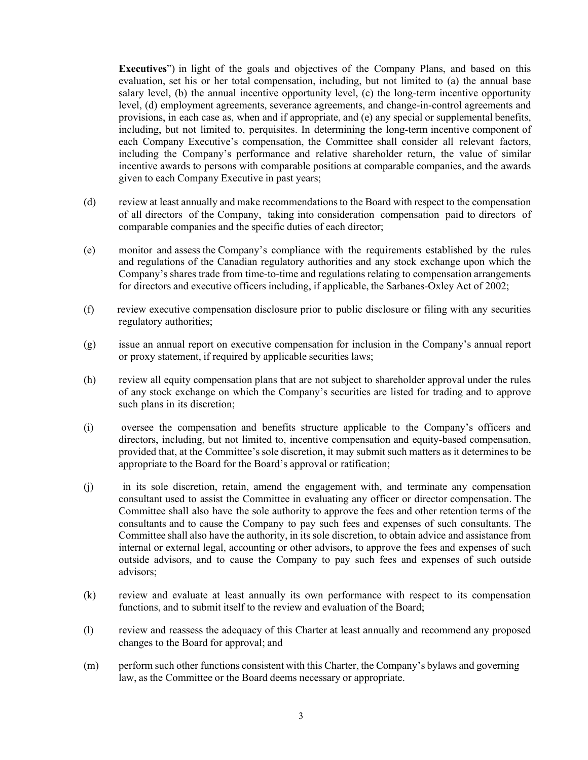**Executives**") in light of the goals and objectives of the Company Plans, and based on this evaluation, set his or her total compensation, including, but not limited to (a) the annual base salary level, (b) the annual incentive opportunity level, (c) the long-term incentive opportunity level, (d) employment agreements, severance agreements, and change-in-control agreements and provisions, in each case as, when and if appropriate, and (e) any special or supplemental benefits, including, but not limited to, perquisites. In determining the long-term incentive component of each Company Executive's compensation, the Committee shall consider all relevant factors, including the Company's performance and relative shareholder return, the value of similar incentive awards to persons with comparable positions at comparable companies, and the awards given to each Company Executive in past years;

(d) review at least annually and make recommendations to the Board with respect to the compensation of all directors of the Company, taking into consideration compensation paid to directors of comparable companies and the specific duties of each director;

(e) monitor and assess the Company's compliance with the requirements established by the rules and regulations of the Canadian regulatory authorities and any stock exchange upon which the Company's shares trade from time-to-time and regulations relating to compensation arrangements for directors and executive officers including, if applicable, the Sarbanes-Oxley Act of 2002;

(f) review executive compensation disclosure prior to public disclosure or filing with any securities regulatory authorities;

(g) issue an annual report on executive compensation for inclusion in the Company's annual report or proxy statement, if required by applicable securities laws;

(h) review all equity compensation plans that are not subject to shareholder approval under the rules of any stock exchange on which the Company's securities are listed for trading and to approve such plans in its discretion;

(i) oversee the compensation and benefits structure applicable to the Company's officers and directors, including, but not limited to, incentive compensation and equity-based compensation, provided that, at the Committee's sole discretion, it may submit such matters as it determines to be appropriate to the Board for the Board's approval or ratification;

(j) in its sole discretion, retain, amend the engagement with, and terminate any compensation consultant used to assist the Committee in evaluating any officer or director compensation. The Committee shall also have the sole authority to approve the fees and other retention terms of the consultants and to cause the Company to pay such fees and expenses of such consultants. The Committee shall also have the authority, in its sole discretion, to obtain advice and assistance from internal or external legal, accounting or other advisors, to approve the fees and expenses of such outside advisors, and to cause the Company to pay such fees and expenses of such outside advisors;

(k) review and evaluate at least annually its own performance with respect to its compensation functions, and to submit itself to the review and evaluation of the Board;

(l) review and reassess the adequacy of this Charter at least annually and recommend any proposed changes to the Board for approval; and

(m) perform such other functions consistent with this Charter, the Company's bylaws and governing law, as the Committee or the Board deems necessary or appropriate.